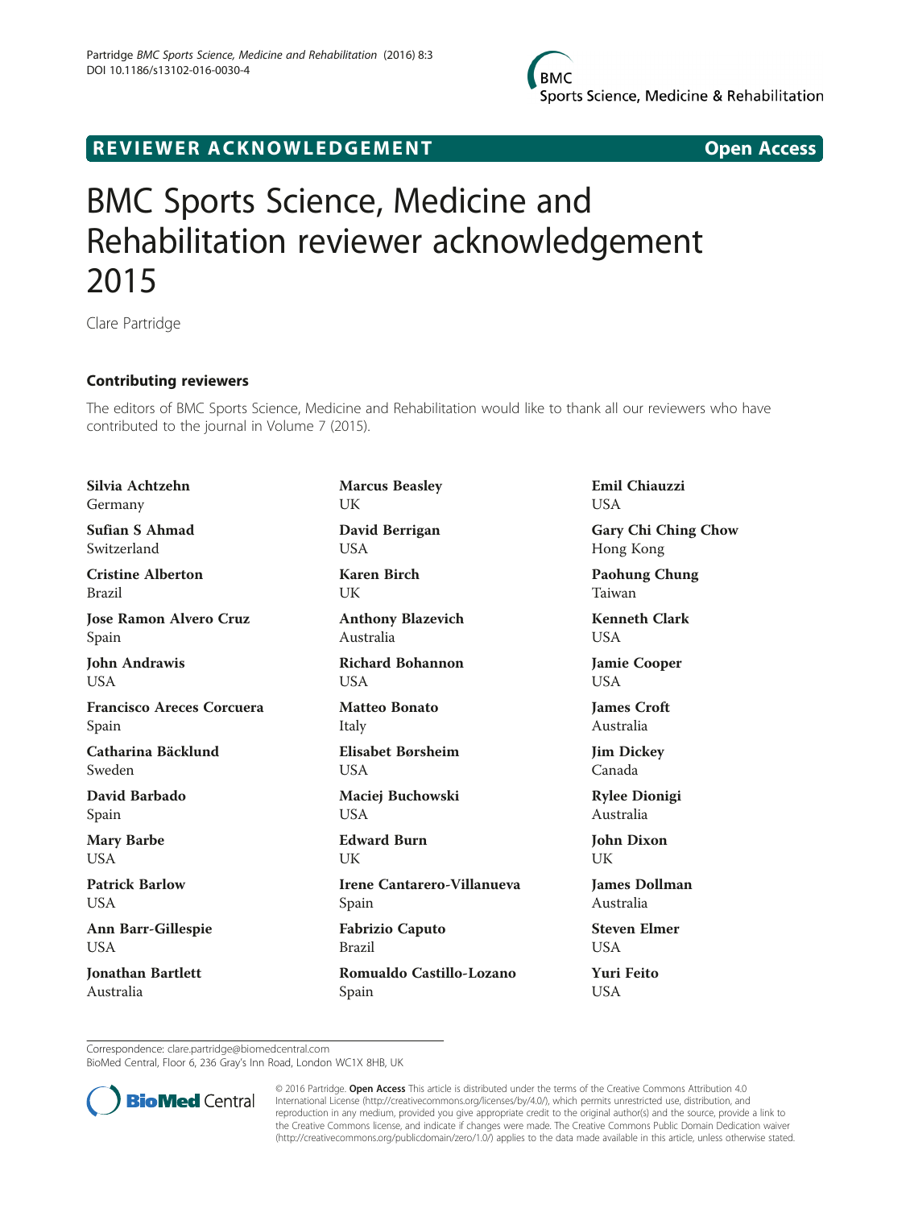REVIEWER ACKNOWLEDGEMENT

Open Access

# BMC Sports Science, Medicine and Rehabilitation reviewer acknowledgement 2015

Clare Partridge

## Contributing reviewers

The editors of BMC Sports Science, Medicine and Rehabilitation would like to thank all our reviewers who have contributed to the journal in Volume 7 (2015).

**Silvia Achtzehn**
Germany

**Sufian S Ahmad**
Switzerland

**Cristine Alberton**
Brazil

**Jose Ramon Alvero Cruz**
Spain

**John Andrawis**
USA

**Francisco Areces Corcuera**
Spain

**Catharina Bäcklund**
Sweden

**David Barbado**
Spain

**Mary Barbe**
USA

**Patrick Barlow**
USA

**Ann Barr-Gillespie**
USA

**Jonathan Bartlett**
Australia

**Marcus Beasley**
UK

**David Berrigan**
USA

**Karen Birch**
UK

**Anthony Blazevich**
Australia

**Richard Bohannon**
USA

**Matteo Bonato**
Italy

**Elisabet Børsheim**
USA

**Maciej Buchowski**
USA

**Edward Burn**
UK

**Irene Cantarero-Villanueva**
Spain

**Fabrizio Caputo**
Brazil

**Romualdo Castillo-Lozano**
Spain

**Emil Chiauzzi**
USA

**Gary Chi Ching Chow**
Hong Kong

**Paohung Chung**
Taiwan

**Kenneth Clark**
USA

**Jamie Cooper**
USA

**James Croft**
Australia

**Jim Dickey**
Canada

**Rylee Dionigi**
Australia

**John Dixon**
UK

**James Dollman**
Australia

**Steven Elmer**
USA

**Yuri Feito**
USA

Correspondence: clare.partridge@biomedcentral.com
BioMed Central, Floor 6, 236 Gray's Inn Road, London WC1X 8HB, UK

© 2016 Partridge. **Open Access** This article is distributed under the terms of the Creative Commons Attribution 4.0 International License (http://creativecommons.org/licenses/by/4.0/), which permits unrestricted use, distribution, and reproduction in any medium, provided you give appropriate credit to the original author(s) and the source, provide a link to the Creative Commons license, and indicate if changes were made. The Creative Commons Public Domain Dedication waiver (http://creativecommons.org/publicdomain/zero/1.0/) applies to the data made available in this article, unless otherwise stated.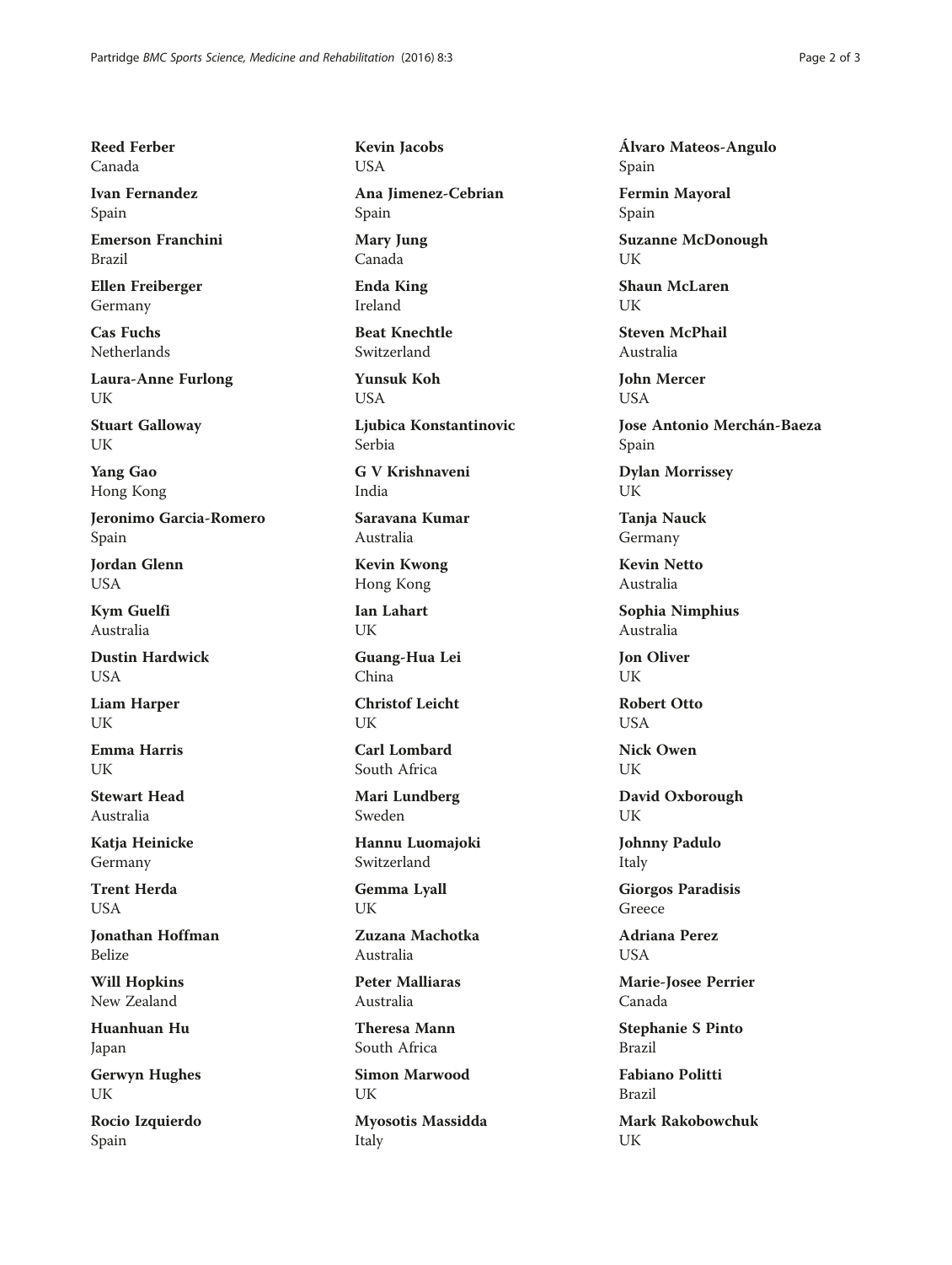**Reed Ferber**
Canada

**Ivan Fernandez**
Spain

**Emerson Franchini**
Brazil

**Ellen Freiberger**
Germany

**Cas Fuchs**
Netherlands

**Laura-Anne Furlong**
UK

**Stuart Galloway**
UK

**Yang Gao**
Hong Kong

**Jeronimo Garcia-Romero**
Spain

**Jordan Glenn**
USA

**Kym Guelfi**
Australia

**Dustin Hardwick**
USA

**Liam Harper**
UK

**Emma Harris**
UK

**Stewart Head**
Australia

**Katja Heinicke**
Germany

**Trent Herda**
USA

**Jonathan Hoffman**
Belize

**Will Hopkins**
New Zealand

**Huanhuan Hu**
Japan

**Gerwyn Hughes**
UK

**Rocio Izquierdo**
Spain

**Kevin Jacobs**
USA

**Ana Jimenez-Cebrian**
Spain

**Mary Jung**
Canada

**Enda King**
Ireland

**Beat Knechtle**
Switzerland

**Yunsuk Koh**
USA

**Ljubica Konstantinovic**
Serbia

**G V Krishnaveni**
India

**Saravana Kumar**
Australia

**Kevin Kwong**
Hong Kong

**Ian Lahart**
UK

**Guang-Hua Lei**
China

**Christof Leicht**
UK

**Carl Lombard**
South Africa

**Mari Lundberg**
Sweden

**Hannu Luomajoki**
Switzerland

**Gemma Lyall**
UK

**Zuzana Machotka**
Australia

**Peter Malliaras**
Australia

**Theresa Mann**
South Africa

**Simon Marwood**
UK

**Myosotis Massidda**
Italy

**Álvaro Mateos-Angulo**
Spain

**Fermin Mayoral**
Spain

**Suzanne McDonough**
UK

**Shaun McLaren**
UK

**Steven McPhail**
Australia

**John Mercer**
USA

**Jose Antonio Merchán-Baeza**
Spain

**Dylan Morrissey**
UK

**Tanja Nauck**
Germany

**Kevin Netto**
Australia

**Sophia Nimphius**
Australia

**Jon Oliver**
UK

**Robert Otto**
USA

**Nick Owen**
UK

**David Oxborough**
UK

**Johnny Padulo**
Italy

**Giorgos Paradisis**
Greece

**Adriana Perez**
USA

**Marie-Josee Perrier**
Canada

**Stephanie S Pinto**
Brazil

**Fabiano Politti**
Brazil

**Mark Rakobowchuk**
UK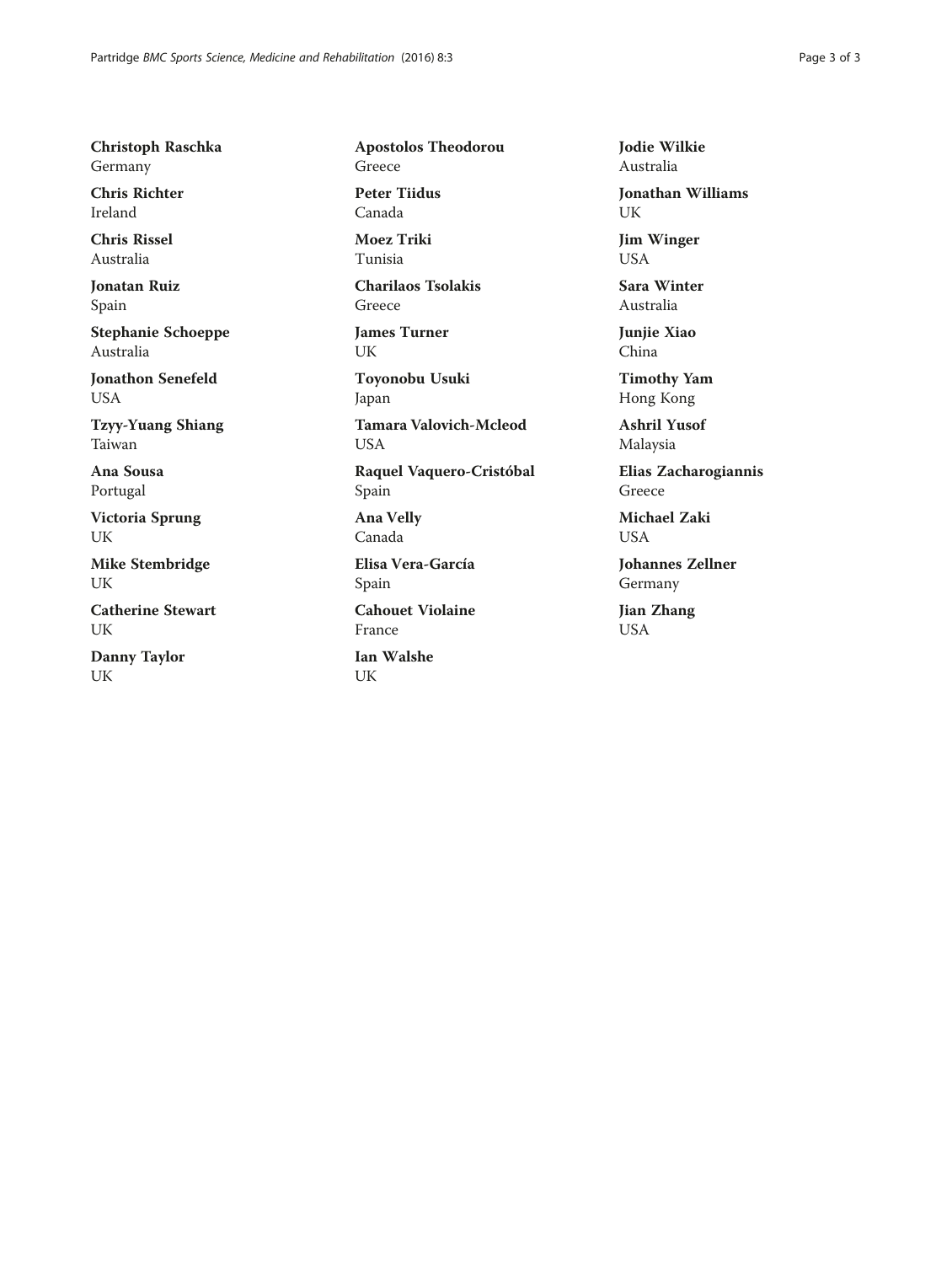**Christoph Raschka**
Germany

**Chris Richter**
Ireland

**Chris Rissel**
Australia

**Jonatan Ruiz**
Spain

**Stephanie Schoeppe**
Australia

**Jonathon Senefeld**
USA

**Tzyy-Yuang Shiang**
Taiwan

**Ana Sousa**
Portugal

**Victoria Sprung**
UK

**Mike Stembridge**
UK

**Catherine Stewart**
UK

**Danny Taylor**
UK

**Apostolos Theodorou**
Greece

**Peter Tiidus**
Canada

**Moez Triki**
Tunisia

**Charilaos Tsolakis**
Greece

**James Turner**
UK

**Toyonobu Usuki**
Japan

**Tamara Valovich-Mcleod**
USA

**Raquel Vaquero-Cristóbal**
Spain

**Ana Velly**
Canada

**Elisa Vera-García**
Spain

**Cahouet Violaine**
France

**Ian Walshe**
UK

**Jodie Wilkie**
Australia

**Jonathan Williams**
UK

**Jim Winger**
USA

**Sara Winter**
Australia

**Junjie Xiao**
China

**Timothy Yam**
Hong Kong

**Ashril Yusof**
Malaysia

**Elias Zacharogiannis**
Greece

**Michael Zaki**
USA

**Johannes Zellner**
Germany

**Jian Zhang**
USA